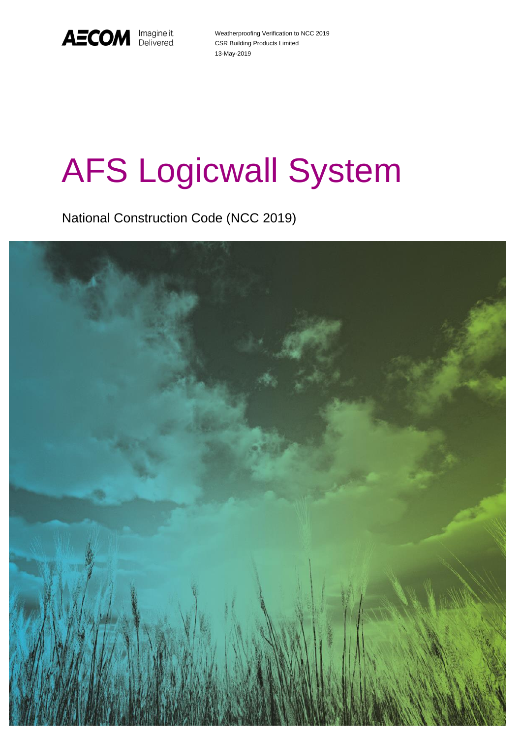AECOM Imagine it. Delivered.

Weatherproofing Verification to NCC 2019
CSR Building Products Limited
13-May-2019

# AFS Logicwall System

National Construction Code (NCC 2019)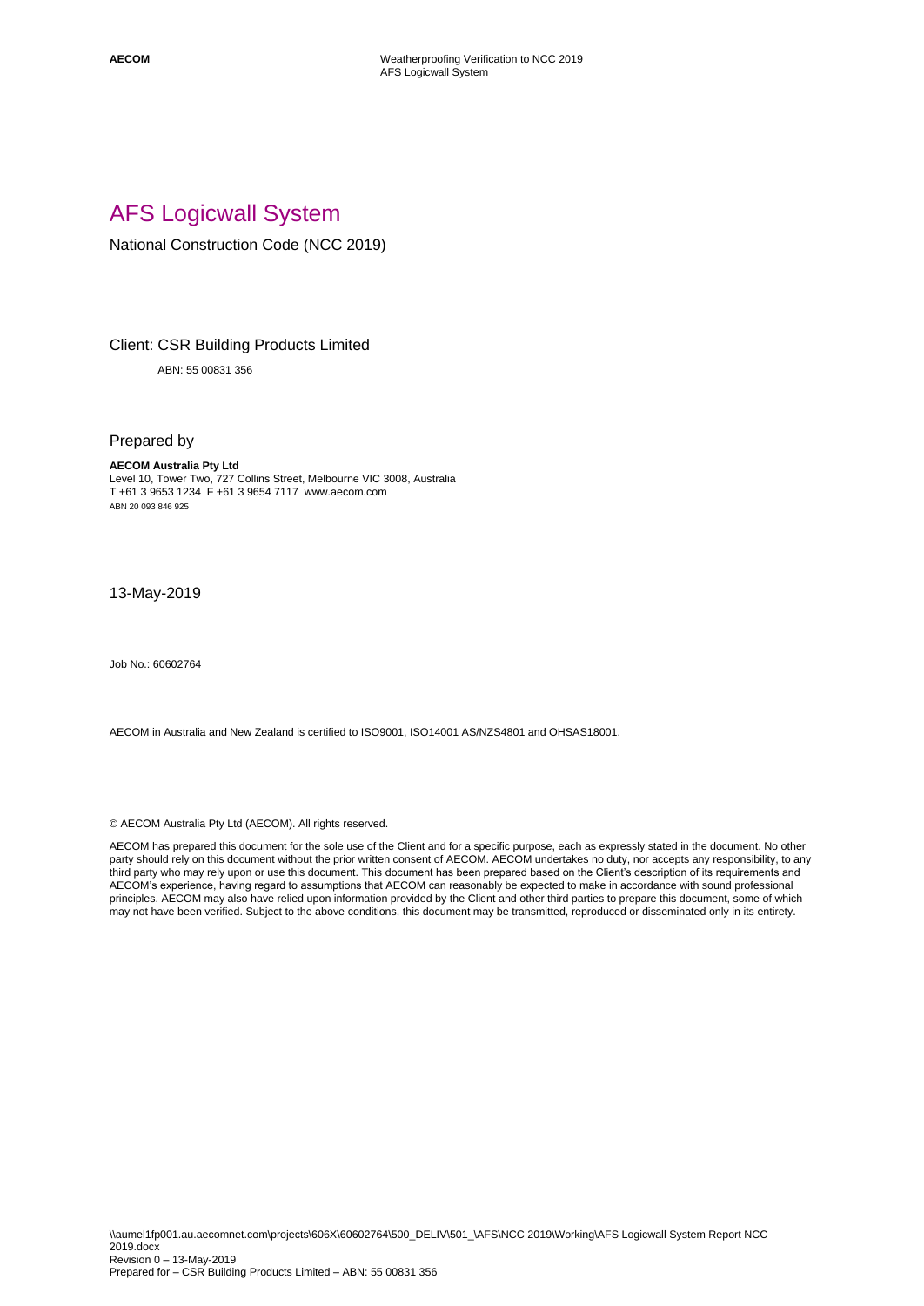# AFS Logicwall System

National Construction Code (NCC 2019)

Client: CSR Building Products Limited

ABN: 55 00831 356

Prepared by

**AECOM Australia Pty Ltd**
Level 10, Tower Two, 727 Collins Street, Melbourne VIC 3008, Australia
T +61 3 9653 1234 F +61 3 9654 7117 www.aecom.com
ABN 20 093 846 925

13-May-2019

Job No.: 60602764

AECOM in Australia and New Zealand is certified to ISO9001, ISO14001 AS/NZS4801 and OHSAS18001.

© AECOM Australia Pty Ltd (AECOM). All rights reserved.

AECOM has prepared this document for the sole use of the Client and for a specific purpose, each as expressly stated in the document. No other party should rely on this document without the prior written consent of AECOM. AECOM undertakes no duty, nor accepts any responsibility, to any third party who may rely upon or use this document. This document has been prepared based on the Client's description of its requirements and AECOM's experience, having regard to assumptions that AECOM can reasonably be expected to make in accordance with sound professional principles. AECOM may also have relied upon information provided by the Client and other third parties to prepare this document, some of which may not have been verified. Subject to the above conditions, this document may be transmitted, reproduced or disseminated only in its entirety.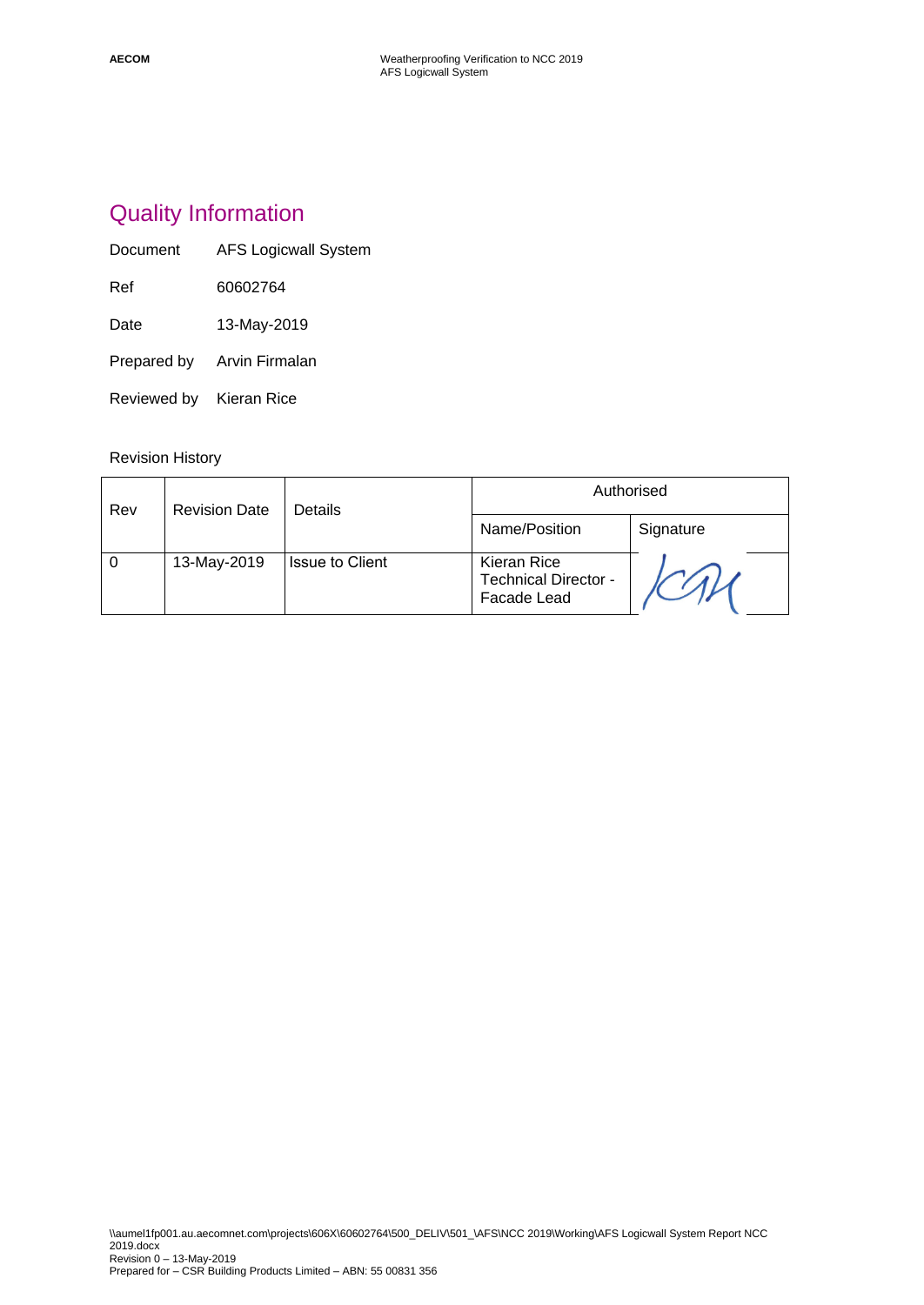# Quality Information

Document AFS Logicwall System

Ref 60602764

Date 13-May-2019

Prepared by Arvin Firmalan

Reviewed by Kieran Rice

Revision History

| Rev | Revision Date | Details | Authorised | |
|---|---|---|---|---|
| | | | Name/Position | Signature |
| 0 | 13-May-2019 | Issue to Client | Kieran Rice Technical Director - Facade Lead | |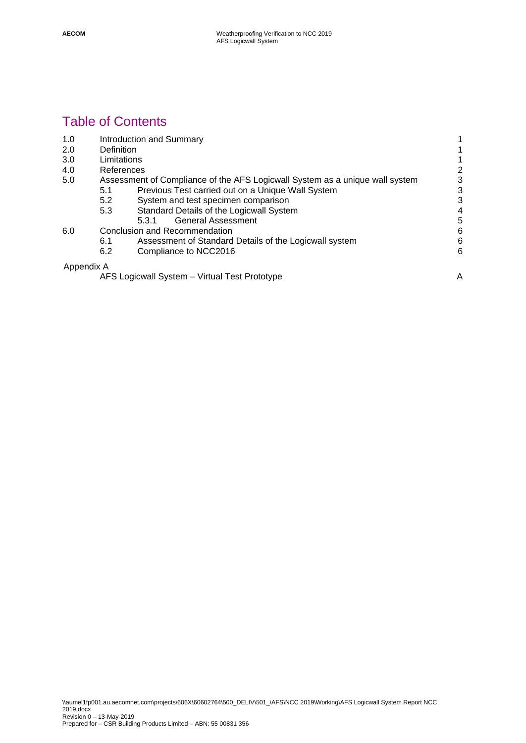# Table of Contents

| | | | |
|---|---|---|---|
| 1.0 | Introduction and Summary | | 1 |
| 2.0 | Definition | | 1 |
| 3.0 | Limitations | | 1 |
| 4.0 | References | | 2 |
| 5.0 | Assessment of Compliance of the AFS Logicwall System as a unique wall system | | 3 |
| | 5.1 | Previous Test carried out on a Unique Wall System | 3 |
| | 5.2 | System and test specimen comparison | 3 |
| | 5.3 | Standard Details of the Logicwall System | 4 |
| | | 5.3.1 General Assessment | 5 |
| 6.0 | Conclusion and Recommendation | | 6 |
| | 6.1 | Assessment of Standard Details of the Logicwall system | 6 |
| | 6.2 | Compliance to NCC2016 | 6 |

Appendix A

AFS Logicwall System – Virtual Test Prototype — A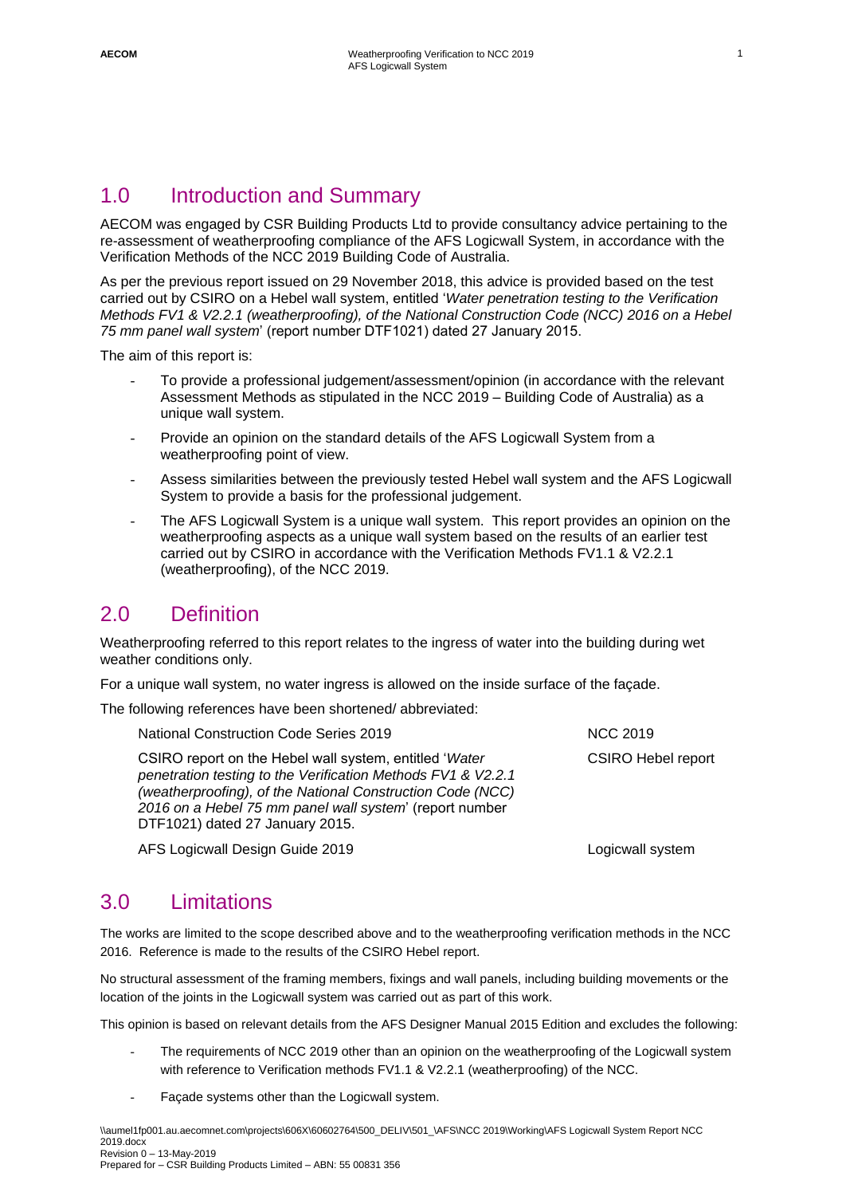## 1.0 Introduction and Summary

AECOM was engaged by CSR Building Products Ltd to provide consultancy advice pertaining to the re-assessment of weatherproofing compliance of the AFS Logicwall System, in accordance with the Verification Methods of the NCC 2019 Building Code of Australia.

As per the previous report issued on 29 November 2018, this advice is provided based on the test carried out by CSIRO on a Hebel wall system, entitled '*Water penetration testing to the Verification Methods FV1 & V2.2.1 (weatherproofing), of the National Construction Code (NCC) 2016 on a Hebel 75 mm panel wall system*' (report number DTF1021) dated 27 January 2015.

The aim of this report is:

- To provide a professional judgement/assessment/opinion (in accordance with the relevant Assessment Methods as stipulated in the NCC 2019 – Building Code of Australia) as a unique wall system.
- Provide an opinion on the standard details of the AFS Logicwall System from a weatherproofing point of view.
- Assess similarities between the previously tested Hebel wall system and the AFS Logicwall System to provide a basis for the professional judgement.
- The AFS Logicwall System is a unique wall system. This report provides an opinion on the weatherproofing aspects as a unique wall system based on the results of an earlier test carried out by CSIRO in accordance with the Verification Methods FV1.1 & V2.2.1 (weatherproofing), of the NCC 2019.

## 2.0 Definition

Weatherproofing referred to this report relates to the ingress of water into the building during wet weather conditions only.

For a unique wall system, no water ingress is allowed on the inside surface of the façade.

The following references have been shortened/ abbreviated:

| | |
|---|---|
| National Construction Code Series 2019 | NCC 2019 |
| CSIRO report on the Hebel wall system, entitled '*Water penetration testing to the Verification Methods FV1 & V2.2.1 (weatherproofing), of the National Construction Code (NCC) 2016 on a Hebel 75 mm panel wall system*' (report number DTF1021) dated 27 January 2015. | CSIRO Hebel report |
| AFS Logicwall Design Guide 2019 | Logicwall system |

## 3.0 Limitations

The works are limited to the scope described above and to the weatherproofing verification methods in the NCC 2016. Reference is made to the results of the CSIRO Hebel report.

No structural assessment of the framing members, fixings and wall panels, including building movements or the location of the joints in the Logicwall system was carried out as part of this work.

This opinion is based on relevant details from the AFS Designer Manual 2015 Edition and excludes the following:

- The requirements of NCC 2019 other than an opinion on the weatherproofing of the Logicwall system with reference to Verification methods FV1.1 & V2.2.1 (weatherproofing) of the NCC.
- Façade systems other than the Logicwall system.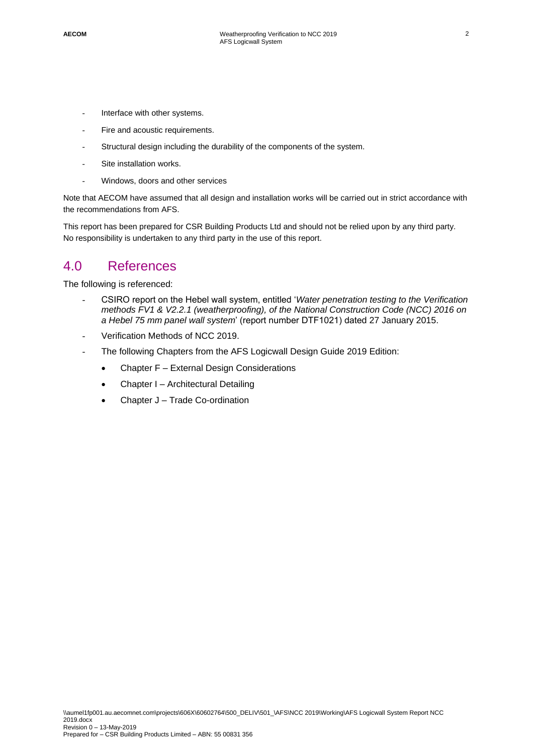- Interface with other systems.
- Fire and acoustic requirements.
- Structural design including the durability of the components of the system.
- Site installation works.
- Windows, doors and other services

Note that AECOM have assumed that all design and installation works will be carried out in strict accordance with the recommendations from AFS.

This report has been prepared for CSR Building Products Ltd and should not be relied upon by any third party. No responsibility is undertaken to any third party in the use of this report.

## 4.0 References

The following is referenced:

- CSIRO report on the Hebel wall system, entitled '*Water penetration testing to the Verification methods FV1 & V2.2.1 (weatherproofing), of the National Construction Code (NCC) 2016 on a Hebel 75 mm panel wall system*' (report number DTF1021) dated 27 January 2015.
- Verification Methods of NCC 2019.
- The following Chapters from the AFS Logicwall Design Guide 2019 Edition:
    - Chapter F – External Design Considerations
    - Chapter I – Architectural Detailing
    - Chapter J – Trade Co-ordination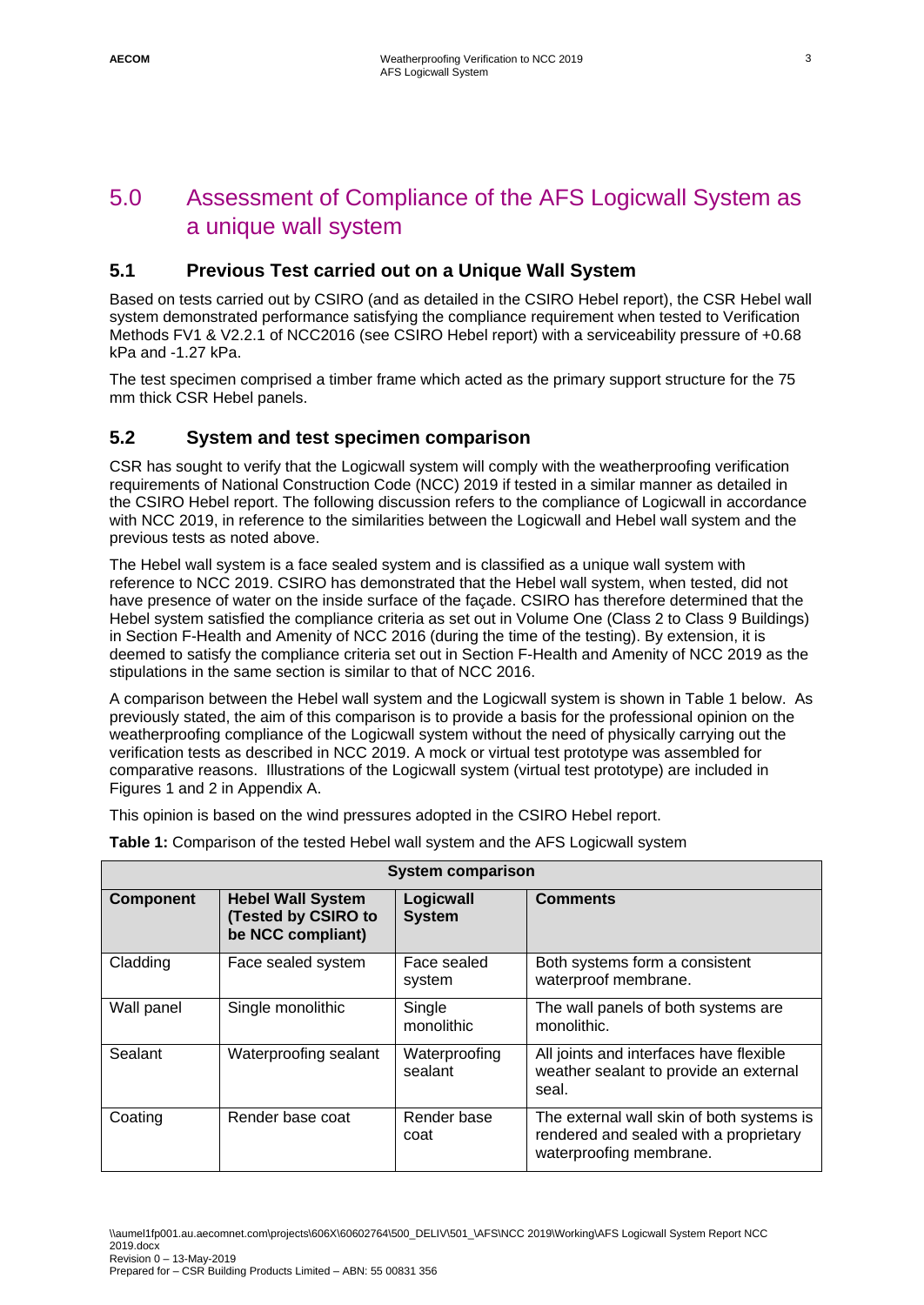# 5.0 Assessment of Compliance of the AFS Logicwall System as a unique wall system

## 5.1 Previous Test carried out on a Unique Wall System

Based on tests carried out by CSIRO (and as detailed in the CSIRO Hebel report), the CSR Hebel wall system demonstrated performance satisfying the compliance requirement when tested to Verification Methods FV1 & V2.2.1 of NCC2016 (see CSIRO Hebel report) with a serviceability pressure of +0.68 kPa and -1.27 kPa.

The test specimen comprised a timber frame which acted as the primary support structure for the 75 mm thick CSR Hebel panels.

## 5.2 System and test specimen comparison

CSR has sought to verify that the Logicwall system will comply with the weatherproofing verification requirements of National Construction Code (NCC) 2019 if tested in a similar manner as detailed in the CSIRO Hebel report. The following discussion refers to the compliance of Logicwall in accordance with NCC 2019, in reference to the similarities between the Logicwall and Hebel wall system and the previous tests as noted above.

The Hebel wall system is a face sealed system and is classified as a unique wall system with reference to NCC 2019. CSIRO has demonstrated that the Hebel wall system, when tested, did not have presence of water on the inside surface of the façade. CSIRO has therefore determined that the Hebel system satisfied the compliance criteria as set out in Volume One (Class 2 to Class 9 Buildings) in Section F-Health and Amenity of NCC 2016 (during the time of the testing). By extension, it is deemed to satisfy the compliance criteria set out in Section F-Health and Amenity of NCC 2019 as the stipulations in the same section is similar to that of NCC 2016.

A comparison between the Hebel wall system and the Logicwall system is shown in Table 1 below. As previously stated, the aim of this comparison is to provide a basis for the professional opinion on the weatherproofing compliance of the Logicwall system without the need of physically carrying out the verification tests as described in NCC 2019. A mock or virtual test prototype was assembled for comparative reasons. Illustrations of the Logicwall system (virtual test prototype) are included in Figures 1 and 2 in Appendix A.

This opinion is based on the wind pressures adopted in the CSIRO Hebel report.

**Table 1:** Comparison of the tested Hebel wall system and the AFS Logicwall system

| System comparison | | | |
|---|---|---|---|
| **Component** | **Hebel Wall System (Tested by CSIRO to be NCC compliant)** | **Logicwall System** | **Comments** |
| Cladding | Face sealed system | Face sealed system | Both systems form a consistent waterproof membrane. |
| Wall panel | Single monolithic | Single monolithic | The wall panels of both systems are monolithic. |
| Sealant | Waterproofing sealant | Waterproofing sealant | All joints and interfaces have flexible weather sealant to provide an external seal. |
| Coating | Render base coat | Render base coat | The external wall skin of both systems is rendered and sealed with a proprietary waterproofing membrane. |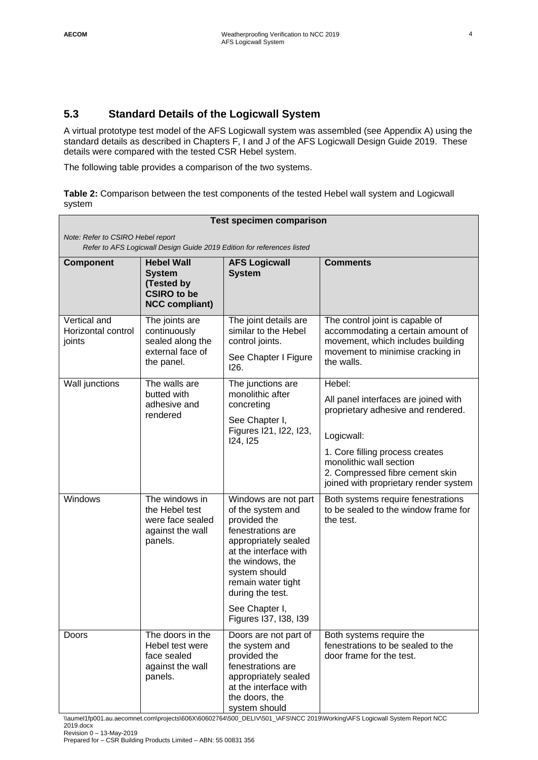## 5.3 Standard Details of the Logicwall System

A virtual prototype test model of the AFS Logicwall system was assembled (see Appendix A) using the standard details as described in Chapters F, I and J of the AFS Logicwall Design Guide 2019. These details were compared with the tested CSR Hebel system.

The following table provides a comparison of the two systems.

**Table 2:** Comparison between the test components of the tested Hebel wall system and Logicwall system

| **Test specimen comparison** | | | |
|---|---|---|---|
| *Note: Refer to CSIRO Hebel report*<br>*Refer to AFS Logicwall Design Guide 2019 Edition for references listed* | | | |
| **Component** | **Hebel Wall System (Tested by CSIRO to be NCC compliant)** | **AFS Logicwall System** | **Comments** |
| Vertical and Horizontal control joints | The joints are continuously sealed along the external face of the panel. | The joint details are similar to the Hebel control joints.<br>See Chapter I Figure I26. | The control joint is capable of accommodating a certain amount of movement, which includes building movement to minimise cracking in the walls. |
| Wall junctions | The walls are butted with adhesive and rendered | The junctions are monolithic after concreting<br>See Chapter I, Figures I21, I22, I23, I24, I25 | Hebel:<br>All panel interfaces are joined with proprietary adhesive and rendered.<br>Logicwall:<br>1. Core filling process creates monolithic wall section<br>2. Compressed fibre cement skin joined with proprietary render system |
| Windows | The windows in the Hebel test were face sealed against the wall panels. | Windows are not part of the system and provided the fenestrations are appropriately sealed at the interface with the windows, the system should remain water tight during the test.<br>See Chapter I, Figures I37, I38, I39 | Both systems require fenestrations to be sealed to the window frame for the test. |
| Doors | The doors in the Hebel test were face sealed against the wall panels. | Doors are not part of the system and provided the fenestrations are appropriately sealed at the interface with the doors, the system should | Both systems require the fenestrations to be sealed to the door frame for the test. |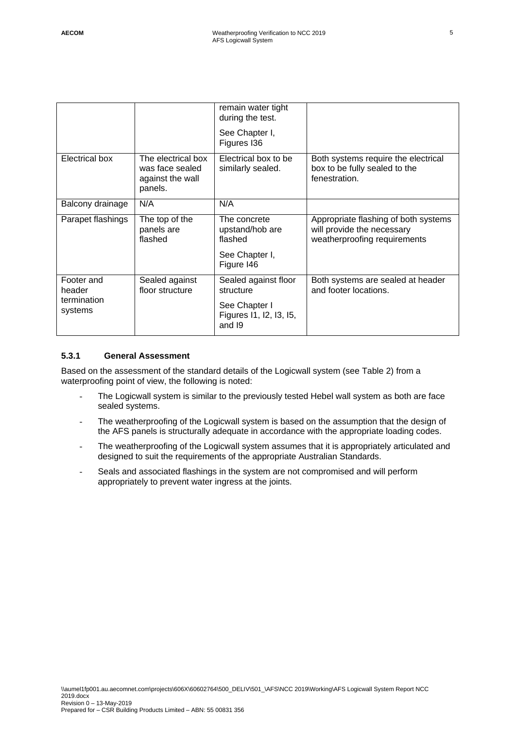| | | | |
|---|---|---|---|
| | | remain water tight during the test.<br><br>See Chapter I, Figures I36 | |
| Electrical box | The electrical box was face sealed against the wall panels. | Electrical box to be similarly sealed. | Both systems require the electrical box to be fully sealed to the fenestration. |
| Balcony drainage | N/A | N/A | |
| Parapet flashings | The top of the panels are flashed | The concrete upstand/hob are flashed<br><br>See Chapter I, Figure I46 | Appropriate flashing of both systems will provide the necessary weatherproofing requirements |
| Footer and header termination systems | Sealed against floor structure | Sealed against floor structure<br><br>See Chapter I Figures I1, I2, I3, I5, and I9 | Both systems are sealed at header and footer locations. |

### 5.3.1 General Assessment

Based on the assessment of the standard details of the Logicwall system (see Table 2) from a waterproofing point of view, the following is noted:

- The Logicwall system is similar to the previously tested Hebel wall system as both are face sealed systems.
- The weatherproofing of the Logicwall system is based on the assumption that the design of the AFS panels is structurally adequate in accordance with the appropriate loading codes.
- The weatherproofing of the Logicwall system assumes that it is appropriately articulated and designed to suit the requirements of the appropriate Australian Standards.
- Seals and associated flashings in the system are not compromised and will perform appropriately to prevent water ingress at the joints.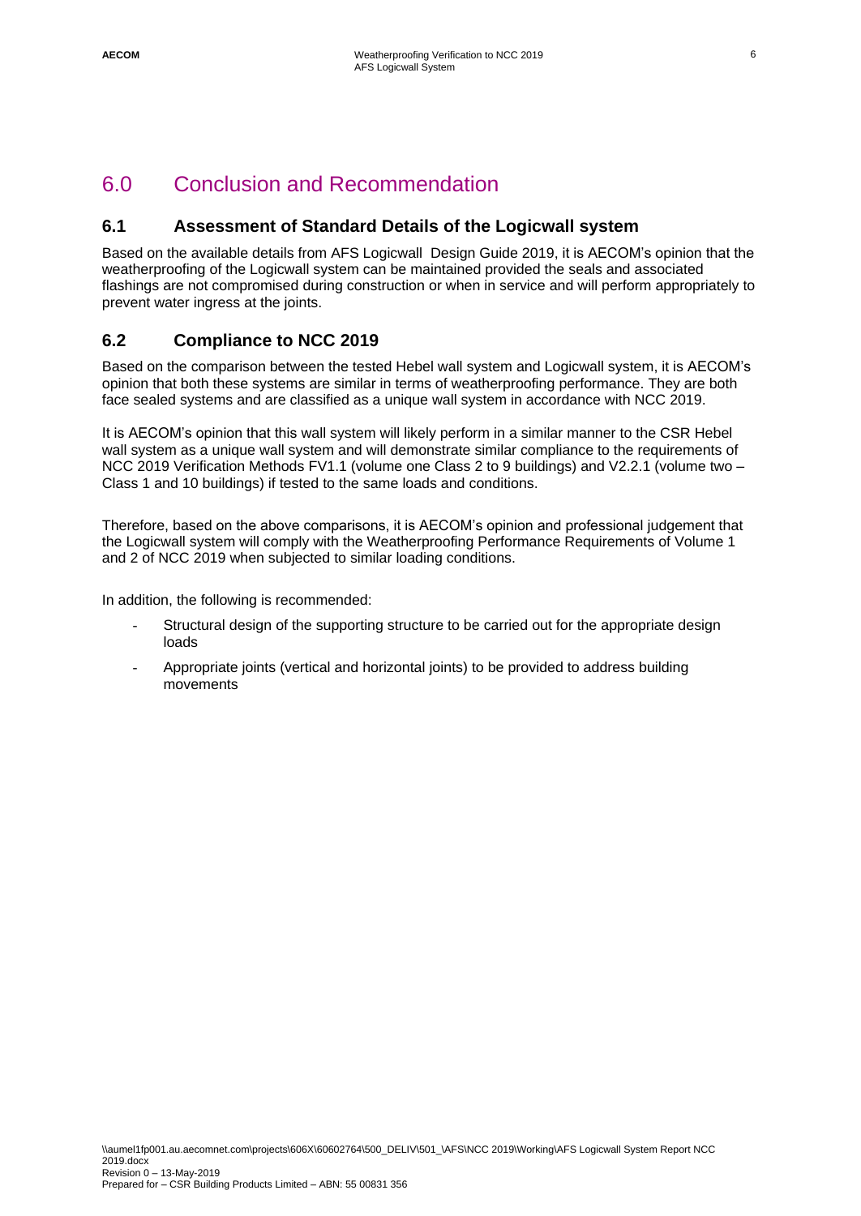# 6.0 Conclusion and Recommendation

## 6.1 Assessment of Standard Details of the Logicwall system

Based on the available details from AFS Logicwall Design Guide 2019, it is AECOM's opinion that the weatherproofing of the Logicwall system can be maintained provided the seals and associated flashings are not compromised during construction or when in service and will perform appropriately to prevent water ingress at the joints.

## 6.2 Compliance to NCC 2019

Based on the comparison between the tested Hebel wall system and Logicwall system, it is AECOM's opinion that both these systems are similar in terms of weatherproofing performance. They are both face sealed systems and are classified as a unique wall system in accordance with NCC 2019.

It is AECOM's opinion that this wall system will likely perform in a similar manner to the CSR Hebel wall system as a unique wall system and will demonstrate similar compliance to the requirements of NCC 2019 Verification Methods FV1.1 (volume one Class 2 to 9 buildings) and V2.2.1 (volume two – Class 1 and 10 buildings) if tested to the same loads and conditions.

Therefore, based on the above comparisons, it is AECOM's opinion and professional judgement that the Logicwall system will comply with the Weatherproofing Performance Requirements of Volume 1 and 2 of NCC 2019 when subjected to similar loading conditions.

In addition, the following is recommended:

- Structural design of the supporting structure to be carried out for the appropriate design loads
- Appropriate joints (vertical and horizontal joints) to be provided to address building movements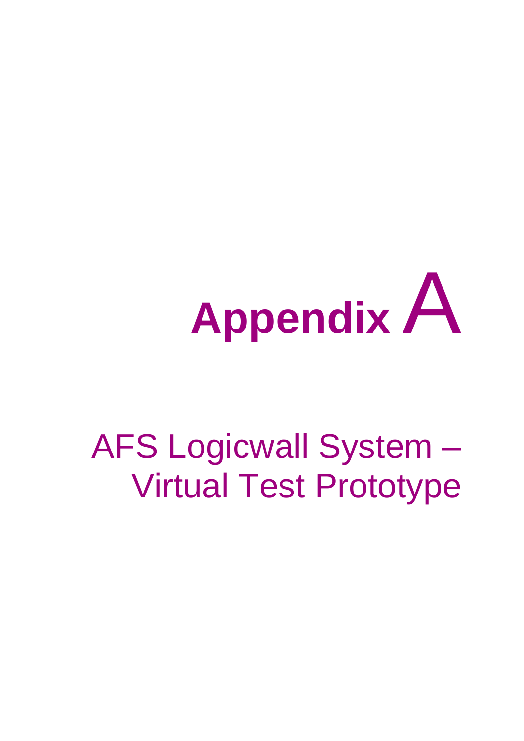# Appendix A

## AFS Logicwall System – Virtual Test Prototype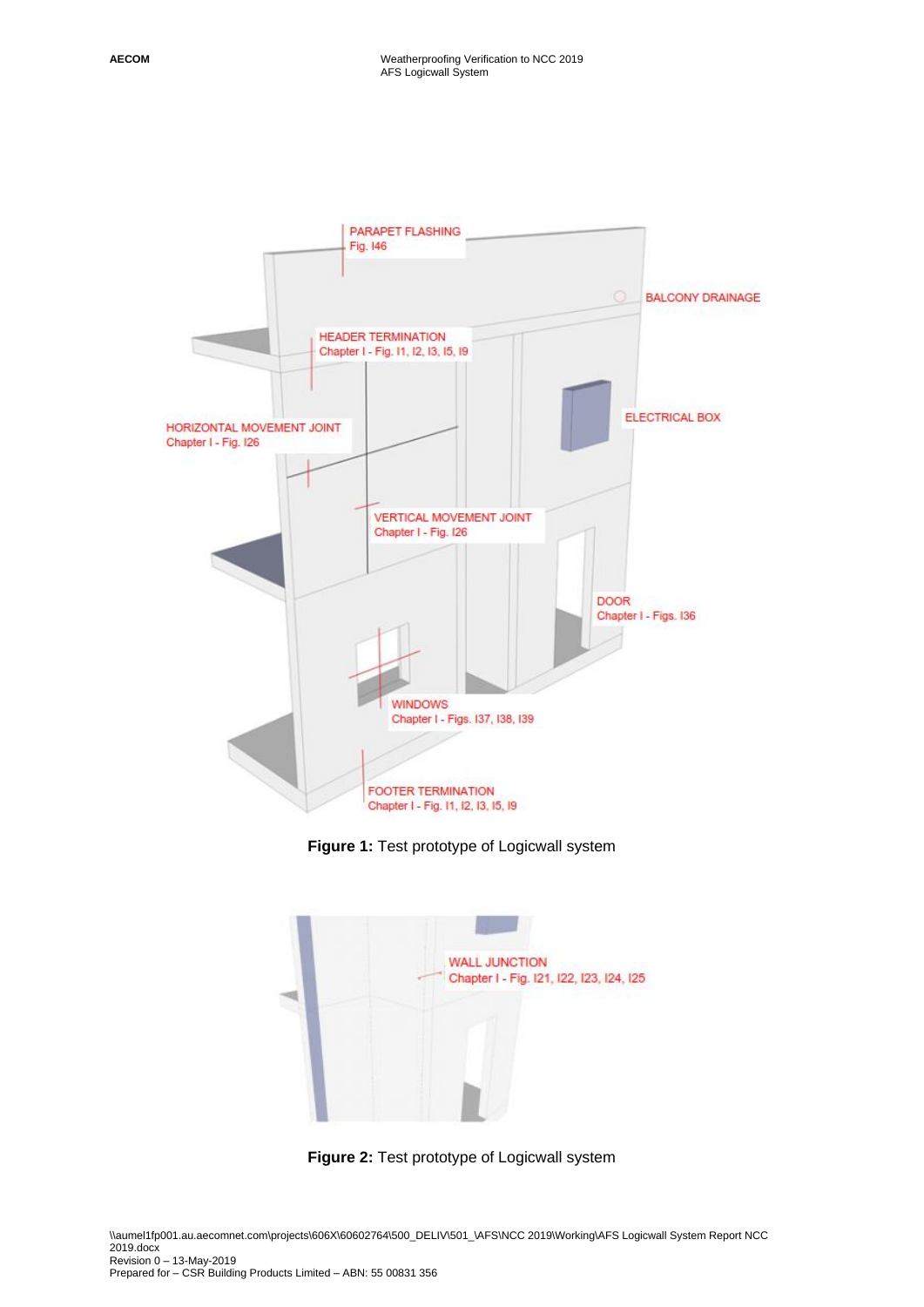PARAPET FLASHING
Fig. I46

BALCONY DRAINAGE

HEADER TERMINATION
Chapter I - Fig. I1, I2, I3, I5, I9

ELECTRICAL BOX

HORIZONTAL MOVEMENT JOINT
Chapter I - Fig. I26

VERTICAL MOVEMENT JOINT
Chapter I - Fig. I26

DOOR
Chapter I - Figs. I36

WINDOWS
Chapter I - Figs. I37, I38, I39

FOOTER TERMINATION
Chapter I - Fig. I1, I2, I3, I5, I9

**Figure 1:** Test prototype of Logicwall system

WALL JUNCTION
Chapter I - Fig. I21, I22, I23, I24, I25

**Figure 2:** Test prototype of Logicwall system